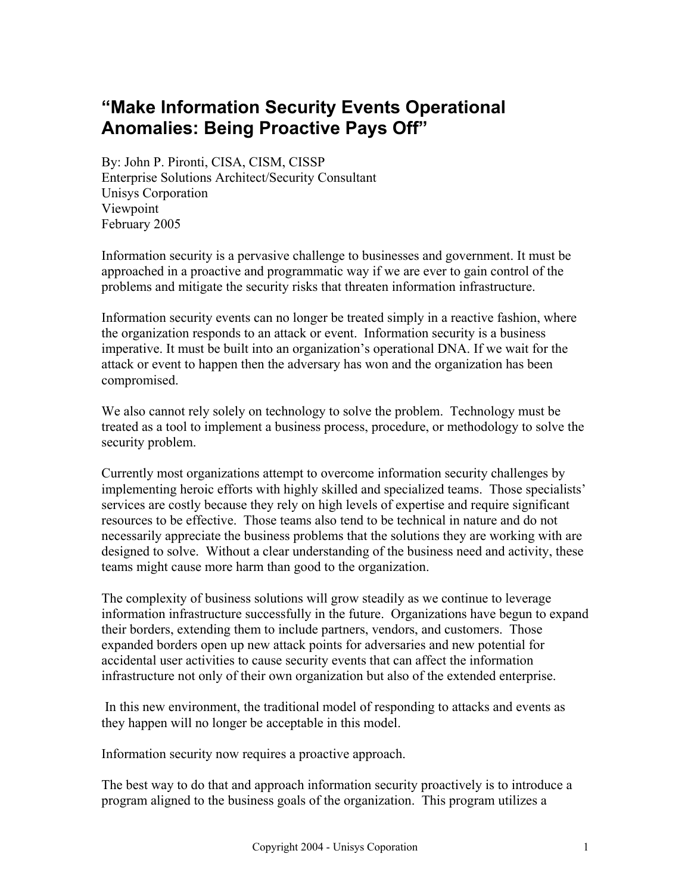# "Make Information Security Events Operational Anomalies: Being Proactive Pays Off"

By: John P. Pironti, CISA, CISM, CISSP
Enterprise Solutions Architect/Security Consultant
Unisys Corporation
Viewpoint
February 2005

Information security is a pervasive challenge to businesses and government. It must be approached in a proactive and programmatic way if we are ever to gain control of the problems and mitigate the security risks that threaten information infrastructure.

Information security events can no longer be treated simply in a reactive fashion, where the organization responds to an attack or event. Information security is a business imperative. It must be built into an organization's operational DNA. If we wait for the attack or event to happen then the adversary has won and the organization has been compromised.

We also cannot rely solely on technology to solve the problem. Technology must be treated as a tool to implement a business process, procedure, or methodology to solve the security problem.

Currently most organizations attempt to overcome information security challenges by implementing heroic efforts with highly skilled and specialized teams. Those specialists' services are costly because they rely on high levels of expertise and require significant resources to be effective. Those teams also tend to be technical in nature and do not necessarily appreciate the business problems that the solutions they are working with are designed to solve. Without a clear understanding of the business need and activity, these teams might cause more harm than good to the organization.

The complexity of business solutions will grow steadily as we continue to leverage information infrastructure successfully in the future. Organizations have begun to expand their borders, extending them to include partners, vendors, and customers. Those expanded borders open up new attack points for adversaries and new potential for accidental user activities to cause security events that can affect the information infrastructure not only of their own organization but also of the extended enterprise.

In this new environment, the traditional model of responding to attacks and events as they happen will no longer be acceptable in this model.

Information security now requires a proactive approach.

The best way to do that and approach information security proactively is to introduce a program aligned to the business goals of the organization. This program utilizes a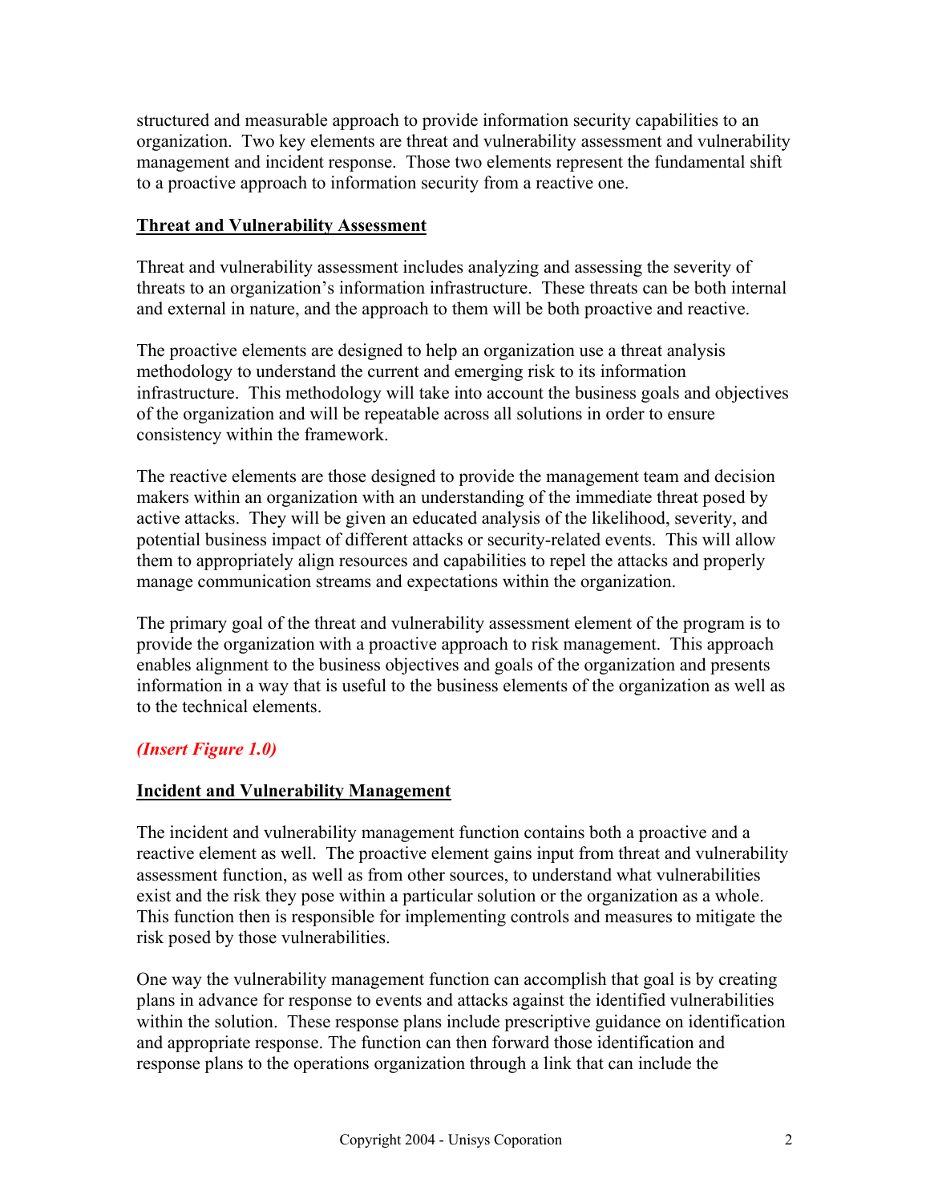structured and measurable approach to provide information security capabilities to an organization. Two key elements are threat and vulnerability assessment and vulnerability management and incident response. Those two elements represent the fundamental shift to a proactive approach to information security from a reactive one.

## Threat and Vulnerability Assessment

Threat and vulnerability assessment includes analyzing and assessing the severity of threats to an organization's information infrastructure. These threats can be both internal and external in nature, and the approach to them will be both proactive and reactive.

The proactive elements are designed to help an organization use a threat analysis methodology to understand the current and emerging risk to its information infrastructure. This methodology will take into account the business goals and objectives of the organization and will be repeatable across all solutions in order to ensure consistency within the framework.

The reactive elements are those designed to provide the management team and decision makers within an organization with an understanding of the immediate threat posed by active attacks. They will be given an educated analysis of the likelihood, severity, and potential business impact of different attacks or security-related events. This will allow them to appropriately align resources and capabilities to repel the attacks and properly manage communication streams and expectations within the organization.

The primary goal of the threat and vulnerability assessment element of the program is to provide the organization with a proactive approach to risk management. This approach enables alignment to the business objectives and goals of the organization and presents information in a way that is useful to the business elements of the organization as well as to the technical elements.

***(Insert Figure 1.0)***

## Incident and Vulnerability Management

The incident and vulnerability management function contains both a proactive and a reactive element as well. The proactive element gains input from threat and vulnerability assessment function, as well as from other sources, to understand what vulnerabilities exist and the risk they pose within a particular solution or the organization as a whole. This function then is responsible for implementing controls and measures to mitigate the risk posed by those vulnerabilities.

One way the vulnerability management function can accomplish that goal is by creating plans in advance for response to events and attacks against the identified vulnerabilities within the solution. These response plans include prescriptive guidance on identification and appropriate response. The function can then forward those identification and response plans to the operations organization through a link that can include the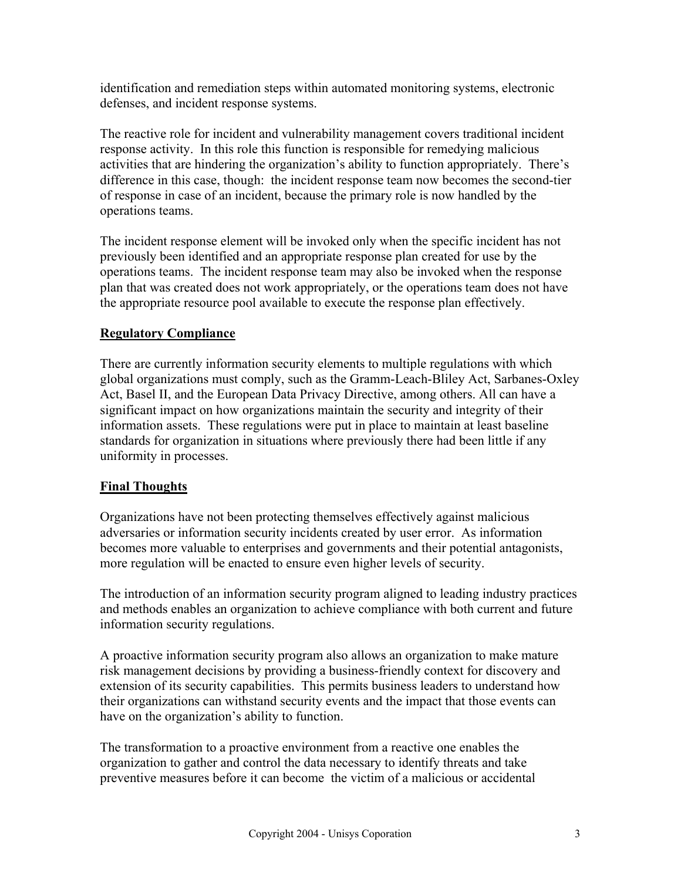identification and remediation steps within automated monitoring systems, electronic defenses, and incident response systems.

The reactive role for incident and vulnerability management covers traditional incident response activity. In this role this function is responsible for remedying malicious activities that are hindering the organization's ability to function appropriately. There's difference in this case, though: the incident response team now becomes the second-tier of response in case of an incident, because the primary role is now handled by the operations teams.

The incident response element will be invoked only when the specific incident has not previously been identified and an appropriate response plan created for use by the operations teams. The incident response team may also be invoked when the response plan that was created does not work appropriately, or the operations team does not have the appropriate resource pool available to execute the response plan effectively.

## Regulatory Compliance

There are currently information security elements to multiple regulations with which global organizations must comply, such as the Gramm-Leach-Bliley Act, Sarbanes-Oxley Act, Basel II, and the European Data Privacy Directive, among others. All can have a significant impact on how organizations maintain the security and integrity of their information assets. These regulations were put in place to maintain at least baseline standards for organization in situations where previously there had been little if any uniformity in processes.

## Final Thoughts

Organizations have not been protecting themselves effectively against malicious adversaries or information security incidents created by user error. As information becomes more valuable to enterprises and governments and their potential antagonists, more regulation will be enacted to ensure even higher levels of security.

The introduction of an information security program aligned to leading industry practices and methods enables an organization to achieve compliance with both current and future information security regulations.

A proactive information security program also allows an organization to make mature risk management decisions by providing a business-friendly context for discovery and extension of its security capabilities. This permits business leaders to understand how their organizations can withstand security events and the impact that those events can have on the organization's ability to function.

The transformation to a proactive environment from a reactive one enables the organization to gather and control the data necessary to identify threats and take preventive measures before it can become the victim of a malicious or accidental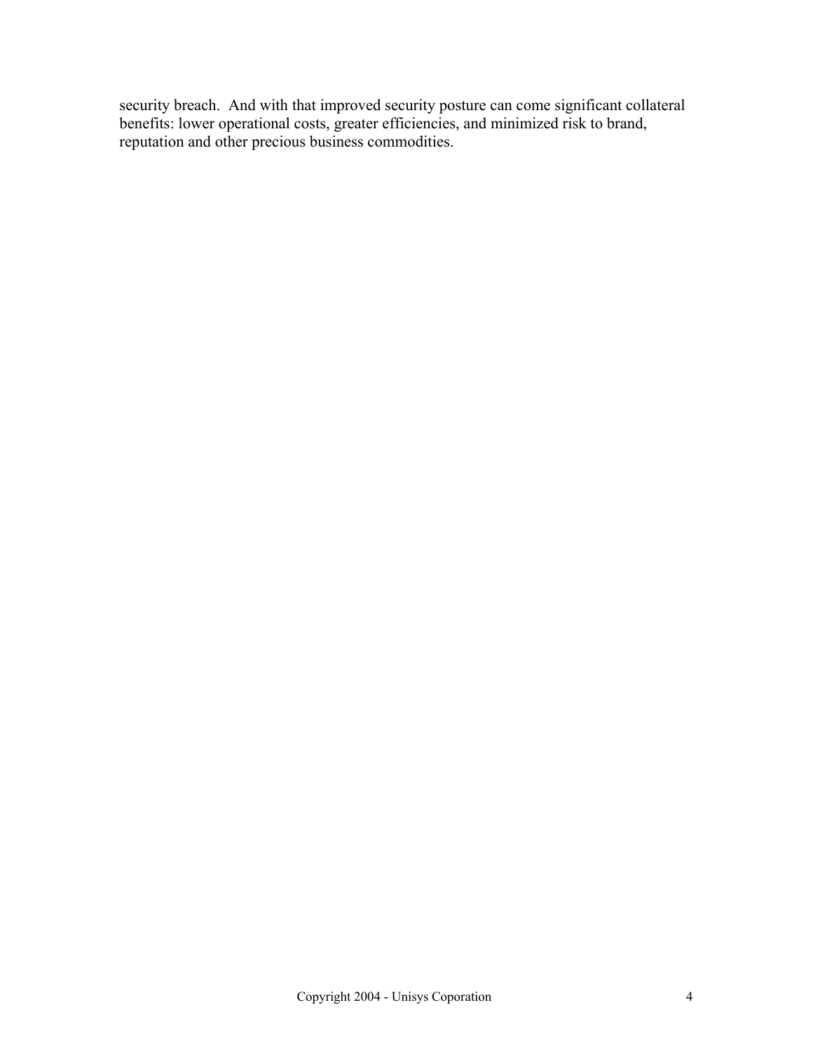security breach. And with that improved security posture can come significant collateral benefits: lower operational costs, greater efficiencies, and minimized risk to brand, reputation and other precious business commodities.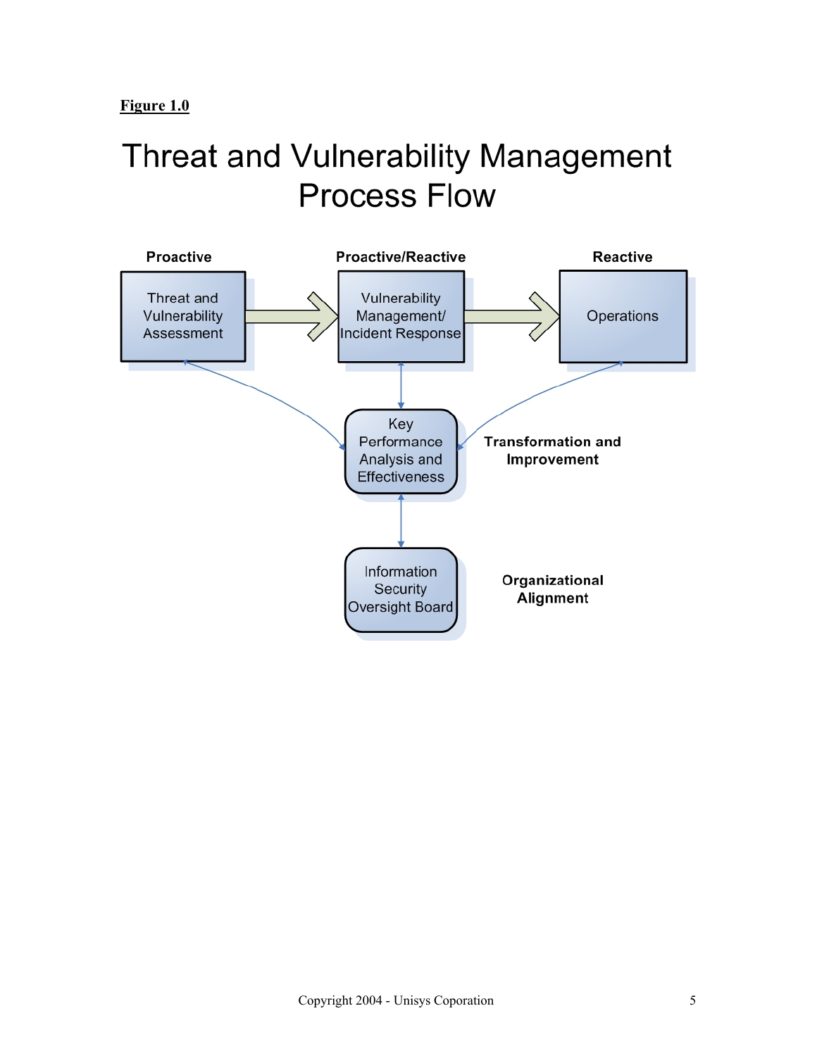**Figure 1.0**

# Threat and Vulnerability Management Process Flow

Proactive

Threat and Vulnerability Assessment

Proactive/Reactive

Vulnerability Management/ Incident Response

Reactive

Operations

Key Performance Analysis and Effectiveness

Transformation and Improvement

Information Security Oversight Board

Organizational Alignment

Copyright 2004 - Unisys Coporation